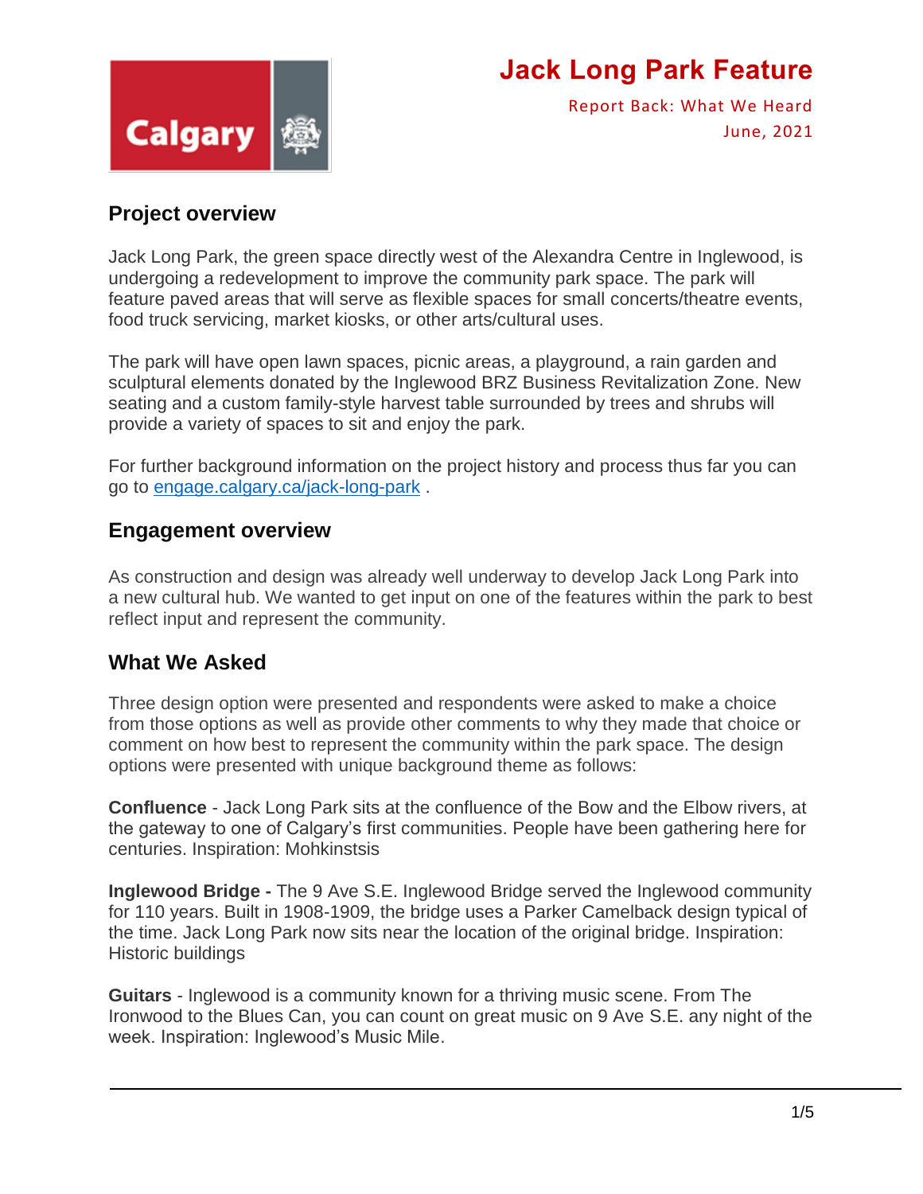# Jack Long Park Feature

Report Back: What We Heard
June, 2021

## Project overview

Jack Long Park, the green space directly west of the Alexandra Centre in Inglewood, is undergoing a redevelopment to improve the community park space. The park will feature paved areas that will serve as flexible spaces for small concerts/theatre events, food truck servicing, market kiosks, or other arts/cultural uses.

The park will have open lawn spaces, picnic areas, a playground, a rain garden and sculptural elements donated by the Inglewood BRZ Business Revitalization Zone. New seating and a custom family-style harvest table surrounded by trees and shrubs will provide a variety of spaces to sit and enjoy the park.

For further background information on the project history and process thus far you can go to [engage.calgary.ca/jack-long-park](engage.calgary.ca/jack-long-park) .

## Engagement overview

As construction and design was already well underway to develop Jack Long Park into a new cultural hub. We wanted to get input on one of the features within the park to best reflect input and represent the community.

## What We Asked

Three design option were presented and respondents were asked to make a choice from those options as well as provide other comments to why they made that choice or comment on how best to represent the community within the park space. The design options were presented with unique background theme as follows:

**Confluence** - Jack Long Park sits at the confluence of the Bow and the Elbow rivers, at the gateway to one of Calgary's first communities. People have been gathering here for centuries. Inspiration: Mohkinstsis

**Inglewood Bridge -** The 9 Ave S.E. Inglewood Bridge served the Inglewood community for 110 years. Built in 1908-1909, the bridge uses a Parker Camelback design typical of the time. Jack Long Park now sits near the location of the original bridge. Inspiration: Historic buildings

**Guitars** - Inglewood is a community known for a thriving music scene. From The Ironwood to the Blues Can, you can count on great music on 9 Ave S.E. any night of the week. Inspiration: Inglewood's Music Mile.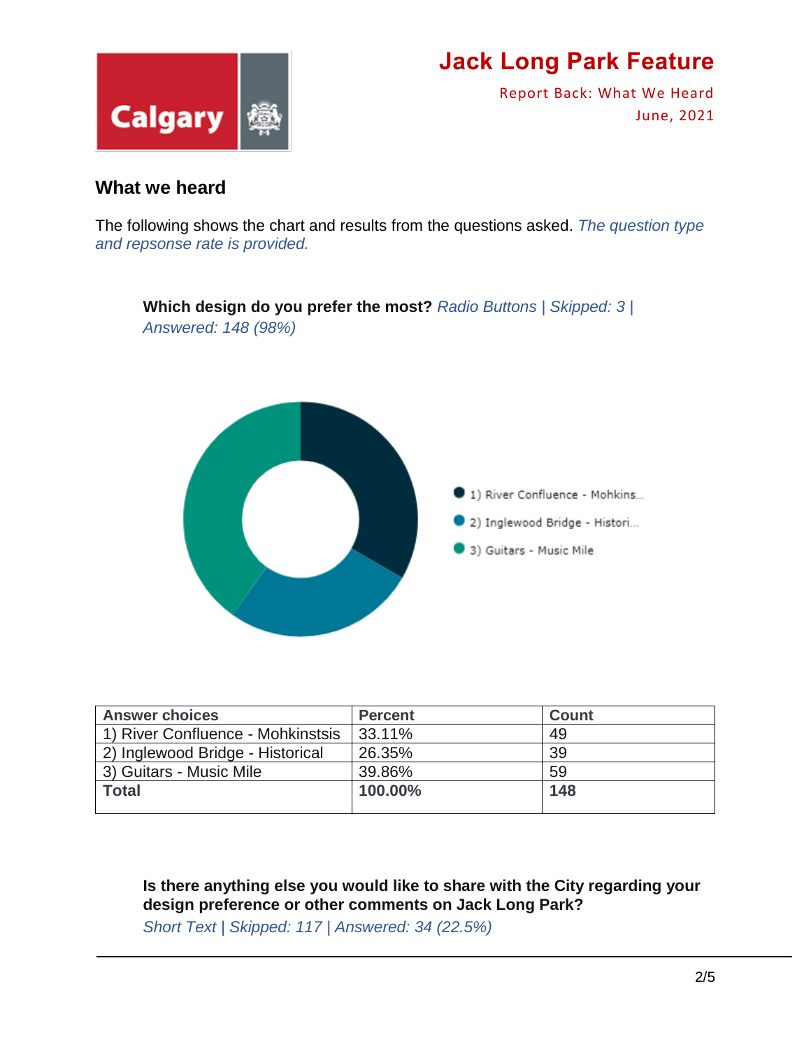## What we heard

The following shows the chart and results from the questions asked. *The question type and repsonse rate is provided.*

**Which design do you prefer the most?** *Radio Buttons | Skipped: 3 | Answered: 148 (98%)*

| Answer choices | Percent | Count |
|---|---|---|
| 1) River Confluence - Mohkinstsis | 33.11% | 49 |
| 2) Inglewood Bridge - Historical | 26.35% | 39 |
| 3) Guitars - Music Mile | 39.86% | 59 |
| **Total** | **100.00%** | **148** |

**Is there anything else you would like to share with the City regarding your design preference or other comments on Jack Long Park?**
*Short Text | Skipped: 117 | Answered: 34 (22.5%)*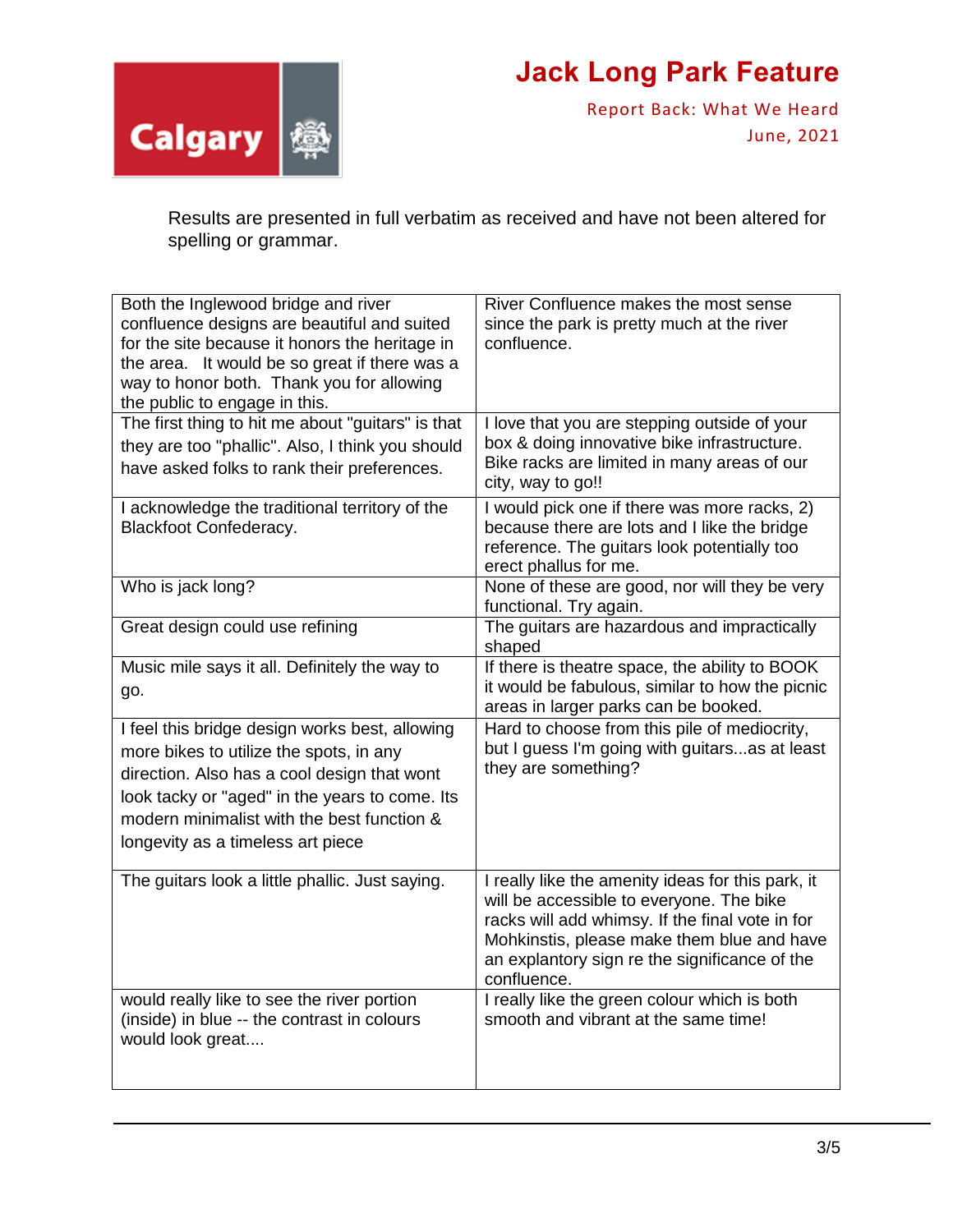Results are presented in full verbatim as received and have not been altered for spelling or grammar.

| | |
|---|---|
| Both the Inglewood bridge and river confluence designs are beautiful and suited for the site because it honors the heritage in the area. It would be so great if there was a way to honor both. Thank you for allowing the public to engage in this. | River Confluence makes the most sense since the park is pretty much at the river confluence. |
| The first thing to hit me about "guitars" is that they are too "phallic". Also, I think you should have asked folks to rank their preferences. | I love that you are stepping outside of your box & doing innovative bike infrastructure. Bike racks are limited in many areas of our city, way to go!! |
| I acknowledge the traditional territory of the Blackfoot Confederacy. | I would pick one if there was more racks, 2) because there are lots and I like the bridge reference. The guitars look potentially too erect phallus for me. |
| Who is jack long? | None of these are good, nor will they be very functional. Try again. |
| Great design could use refining | The guitars are hazardous and impractically shaped |
| Music mile says it all. Definitely the way to go. | If there is theatre space, the ability to BOOK it would be fabulous, similar to how the picnic areas in larger parks can be booked. |
| I feel this bridge design works best, allowing more bikes to utilize the spots, in any direction. Also has a cool design that wont look tacky or "aged" in the years to come. Its modern minimalist with the best function & longevity as a timeless art piece | Hard to choose from this pile of mediocrity, but I guess I'm going with guitars...as at least they are something? |
| The guitars look a little phallic. Just saying. | I really like the amenity ideas for this park, it will be accessible to everyone. The bike racks will add whimsy. If the final vote in for Mohkinstis, please make them blue and have an explantory sign re the significance of the confluence. |
| would really like to see the river portion (inside) in blue -- the contrast in colours would look great.... | I really like the green colour which is both smooth and vibrant at the same time! |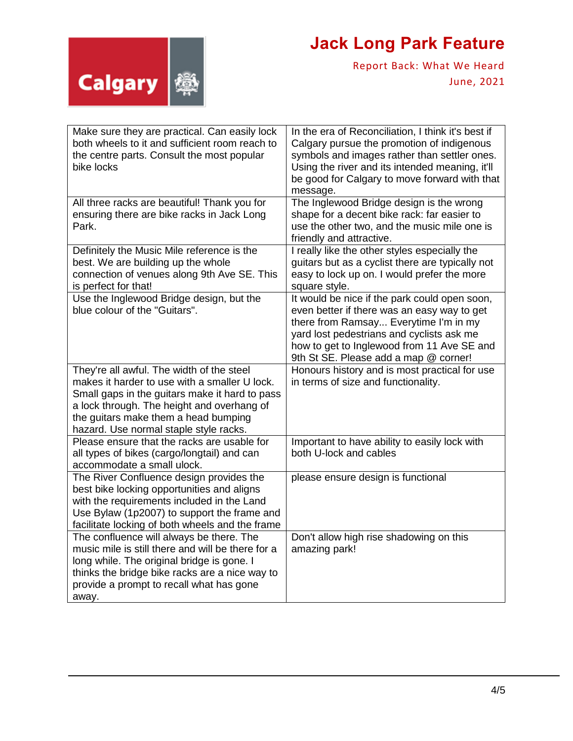| | |
|---|---|
| Make sure they are practical. Can easily lock both wheels to it and sufficient room reach to the centre parts. Consult the most popular bike locks | In the era of Reconciliation, I think it's best if Calgary pursue the promotion of indigenous symbols and images rather than settler ones. Using the river and its intended meaning, it'll be good for Calgary to move forward with that message. |
| All three racks are beautiful! Thank you for ensuring there are bike racks in Jack Long Park. | The Inglewood Bridge design is the wrong shape for a decent bike rack: far easier to use the other two, and the music mile one is friendly and attractive. |
| Definitely the Music Mile reference is the best. We are building up the whole connection of venues along 9th Ave SE. This is perfect for that! | I really like the other styles especially the guitars but as a cyclist there are typically not easy to lock up on. I would prefer the more square style. |
| Use the Inglewood Bridge design, but the blue colour of the "Guitars". | It would be nice if the park could open soon, even better if there was an easy way to get there from Ramsay... Everytime I'm in my yard lost pedestrians and cyclists ask me how to get to Inglewood from 11 Ave SE and 9th St SE. Please add a map @ corner! |
| They're all awful. The width of the steel makes it harder to use with a smaller U lock. Small gaps in the guitars make it hard to pass a lock through. The height and overhang of the guitars make them a head bumping hazard. Use normal staple style racks. | Honours history and is most practical for use in terms of size and functionality. |
| Please ensure that the racks are usable for all types of bikes (cargo/longtail) and can accommodate a small ulock. | Important to have ability to easily lock with both U-lock and cables |
| The River Confluence design provides the best bike locking opportunities and aligns with the requirements included in the Land Use Bylaw (1p2007) to support the frame and facilitate locking of both wheels and the frame | please ensure design is functional |
| The confluence will always be there. The music mile is still there and will be there for a long while. The original bridge is gone. I thinks the bridge bike racks are a nice way to provide a prompt to recall what has gone away. | Don't allow high rise shadowing on this amazing park! |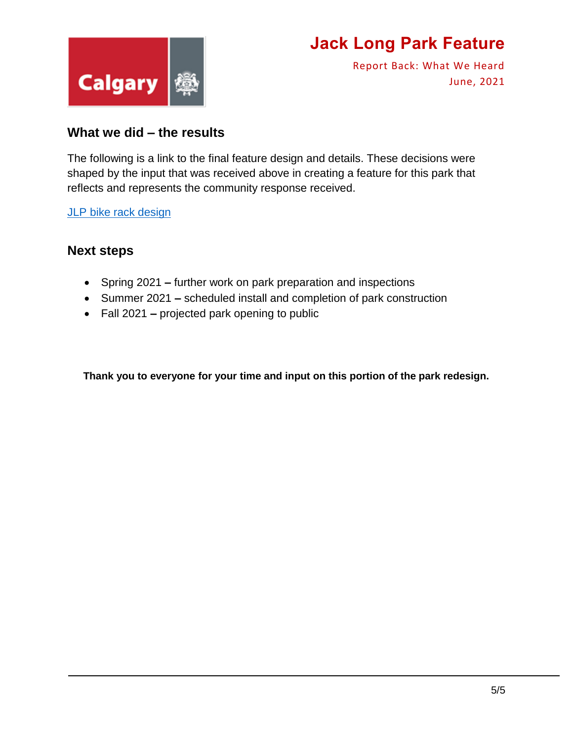## What we did – the results

The following is a link to the final feature design and details. These decisions were shaped by the input that was received above in creating a feature for this park that reflects and represents the community response received.

JLP bike rack design

## Next steps

- Spring 2021 **–** further work on park preparation and inspections
- Summer 2021 **–** scheduled install and completion of park construction
- Fall 2021 **–** projected park opening to public

**Thank you to everyone for your time and input on this portion of the park redesign.**